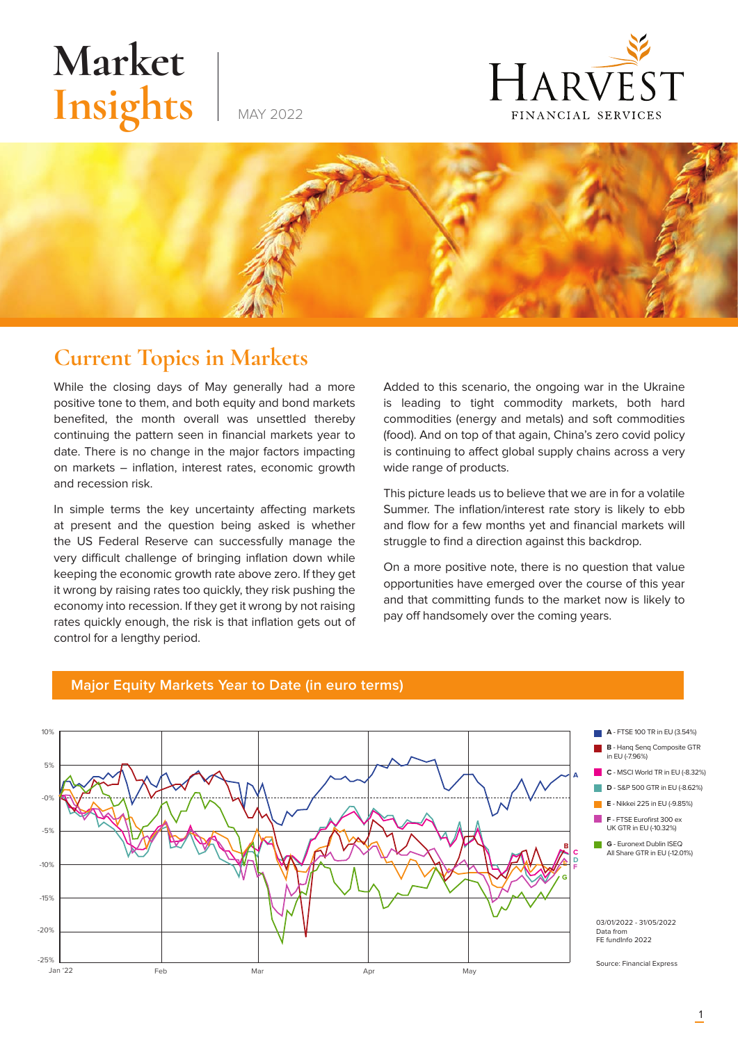# Market Insights

MAY 2022

HARVEST FINANCIAL SERVICES

## Current Topics in Markets

While the closing days of May generally had a more positive tone to them, and both equity and bond markets benefited, the month overall was unsettled thereby continuing the pattern seen in financial markets year to date. There is no change in the major factors impacting on markets – inflation, interest rates, economic growth and recession risk.

In simple terms the key uncertainty affecting markets at present and the question being asked is whether the US Federal Reserve can successfully manage the very difficult challenge of bringing inflation down while keeping the economic growth rate above zero. If they get it wrong by raising rates too quickly, they risk pushing the economy into recession. If they get it wrong by not raising rates quickly enough, the risk is that inflation gets out of control for a lengthy period.

Added to this scenario, the ongoing war in the Ukraine is leading to tight commodity markets, both hard commodities (energy and metals) and soft commodities (food). And on top of that again, China's zero covid policy is continuing to affect global supply chains across a very wide range of products.

This picture leads us to believe that we are in for a volatile Summer. The inflation/interest rate story is likely to ebb and flow for a few months yet and financial markets will struggle to find a direction against this backdrop.

On a more positive note, there is no question that value opportunities have emerged over the course of this year and that committing funds to the market now is likely to pay off handsomely over the coming years.

### Major Equity Markets Year to Date (in euro terms)

- **A** - FTSE 100 TR in EU (3.54%)
- **B** - Hang Seng Composite GTR in EU (-7.96%)
- **C** - MSCI World TR in EU (-8.32%)
- **D** - S&P 500 GTR in EU (-8.62%)
- **E** - Nikkei 225 in EU (-9.85%)
- **F** - FTSE Eurofirst 300 ex UK GTR in EU (-10.32%)
- **G** - Euronext Dublin ISEQ All Share GTR in EU (-12.01%)

03/01/2022 - 31/05/2022
Data from
FE fundinfo 2022

Source: Financial Express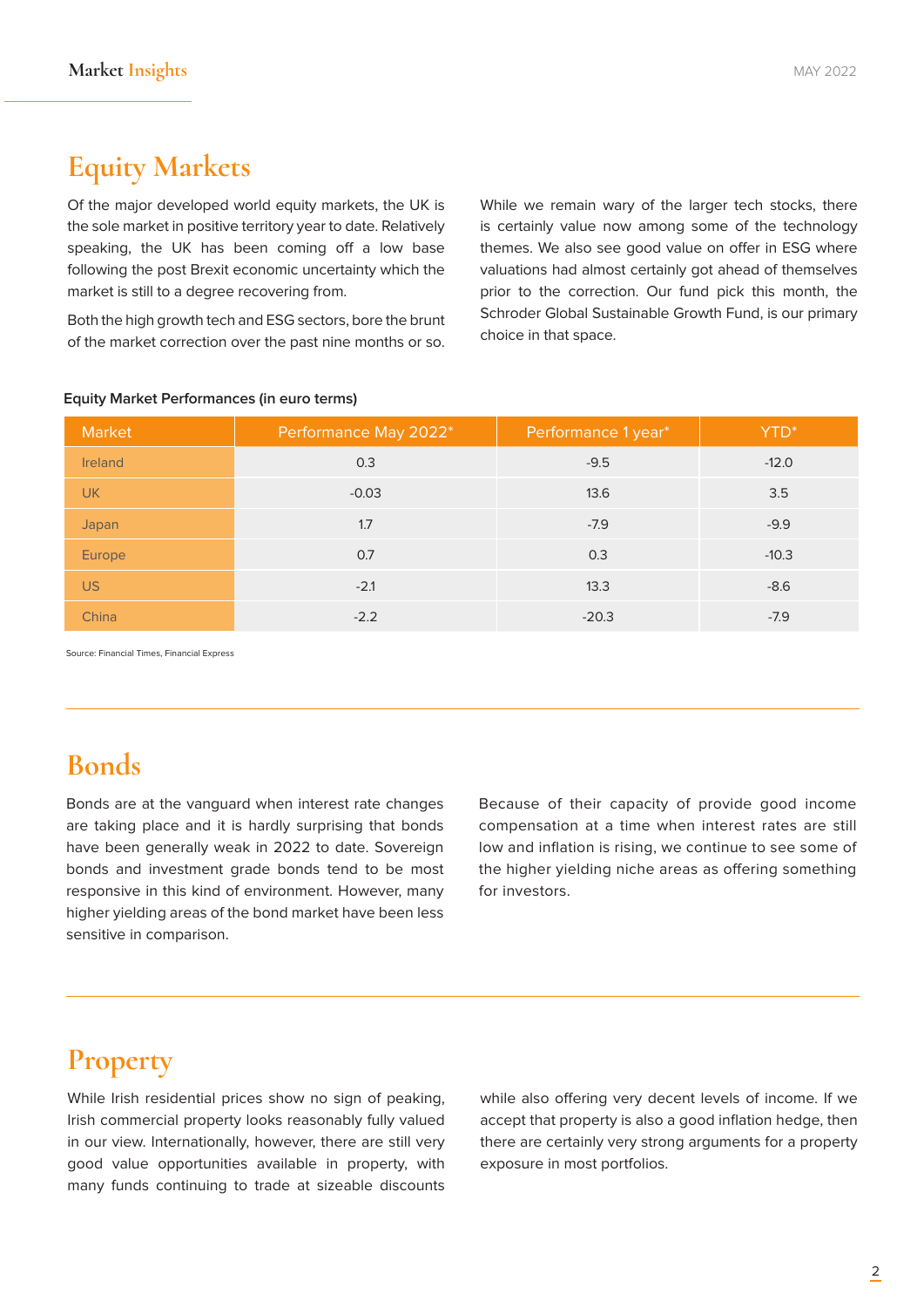# Equity Markets

Of the major developed world equity markets, the UK is the sole market in positive territory year to date. Relatively speaking, the UK has been coming off a low base following the post Brexit economic uncertainty which the market is still to a degree recovering from.

Both the high growth tech and ESG sectors, bore the brunt of the market correction over the past nine months or so.

While we remain wary of the larger tech stocks, there is certainly value now among some of the technology themes. We also see good value on offer in ESG where valuations had almost certainly got ahead of themselves prior to the correction. Our fund pick this month, the Schroder Global Sustainable Growth Fund, is our primary choice in that space.

**Equity Market Performances (in euro terms)**

| Market | Performance May 2022* | Performance 1 year* | YTD* |
|---|---|---|---|
| Ireland | 0.3 | -9.5 | -12.0 |
| UK | -0.03 | 13.6 | 3.5 |
| Japan | 1.7 | -7.9 | -9.9 |
| Europe | 0.7 | 0.3 | -10.3 |
| US | -2.1 | 13.3 | -8.6 |
| China | -2.2 | -20.3 | -7.9 |

Source: Financial Times, Financial Express

# Bonds

Bonds are at the vanguard when interest rate changes are taking place and it is hardly surprising that bonds have been generally weak in 2022 to date. Sovereign bonds and investment grade bonds tend to be most responsive in this kind of environment. However, many higher yielding areas of the bond market have been less sensitive in comparison.

Because of their capacity of provide good income compensation at a time when interest rates are still low and inflation is rising, we continue to see some of the higher yielding niche areas as offering something for investors.

# Property

While Irish residential prices show no sign of peaking, Irish commercial property looks reasonably fully valued in our view. Internationally, however, there are still very good value opportunities available in property, with many funds continuing to trade at sizeable discounts while also offering very decent levels of income. If we accept that property is also a good inflation hedge, then there are certainly very strong arguments for a property exposure in most portfolios.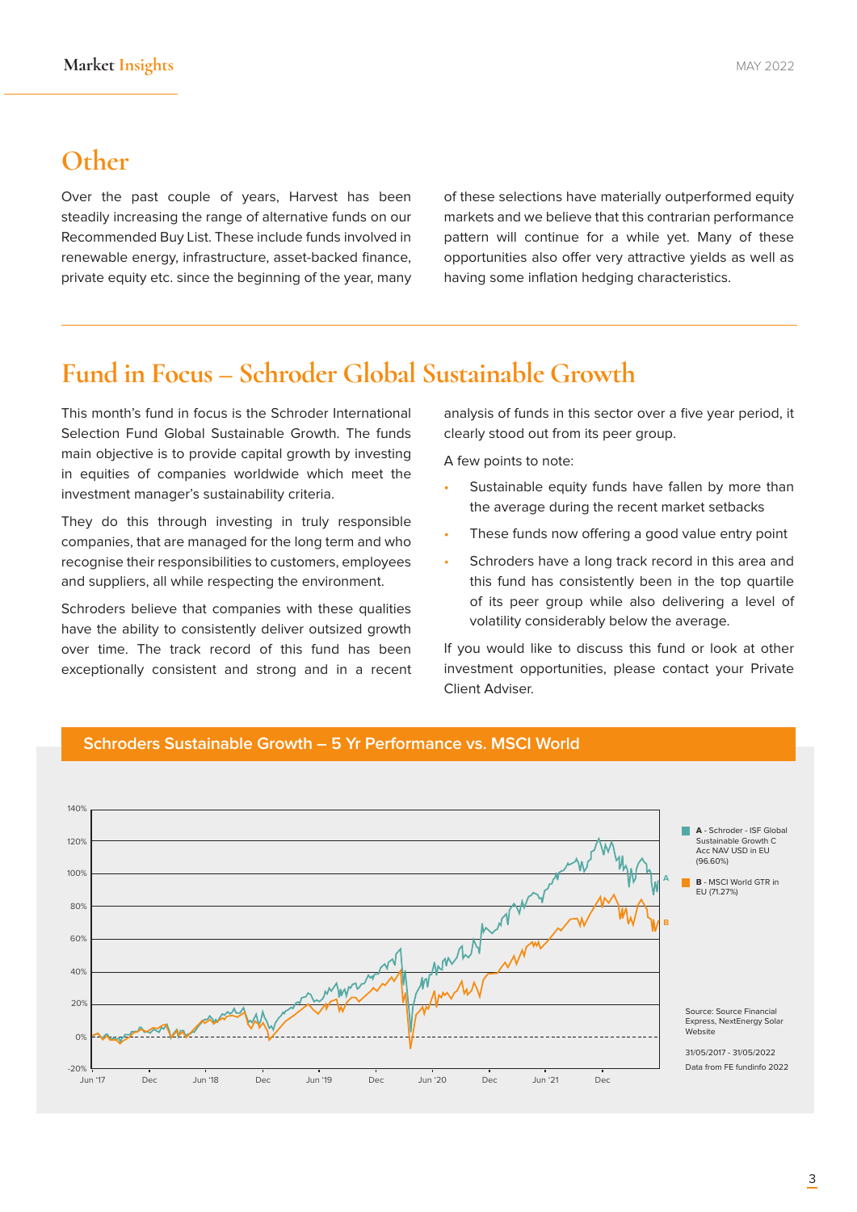## Other

Over the past couple of years, Harvest has been steadily increasing the range of alternative funds on our Recommended Buy List. These include funds involved in renewable energy, infrastructure, asset-backed finance, private equity etc. since the beginning of the year, many of these selections have materially outperformed equity markets and we believe that this contrarian performance pattern will continue for a while yet. Many of these opportunities also offer very attractive yields as well as having some inflation hedging characteristics.

## Fund in Focus – Schroder Global Sustainable Growth

This month's fund in focus is the Schroder International Selection Fund Global Sustainable Growth. The funds main objective is to provide capital growth by investing in equities of companies worldwide which meet the investment manager's sustainability criteria.

They do this through investing in truly responsible companies, that are managed for the long term and who recognise their responsibilities to customers, employees and suppliers, all while respecting the environment.

Schroders believe that companies with these qualities have the ability to consistently deliver outsized growth over time. The track record of this fund has been exceptionally consistent and strong and in a recent analysis of funds in this sector over a five year period, it clearly stood out from its peer group.

A few points to note:

- Sustainable equity funds have fallen by more than the average during the recent market setbacks
- These funds now offering a good value entry point
- Schroders have a long track record in this area and this fund has consistently been in the top quartile of its peer group while also delivering a level of volatility considerably below the average.

If you would like to discuss this fund or look at other investment opportunities, please contact your Private Client Adviser.

**Schroders Sustainable Growth – 5 Yr Performance vs. MSCI World**

A - Schroder - ISF Global Sustainable Growth C Acc NAV USD in EU (96.60%)

B - MSCI World GTR in EU (71.27%)

Source: Source Financial Express, NextEnergy Solar Website

31/05/2017 - 31/05/2022

Data from FE fundinfo 2022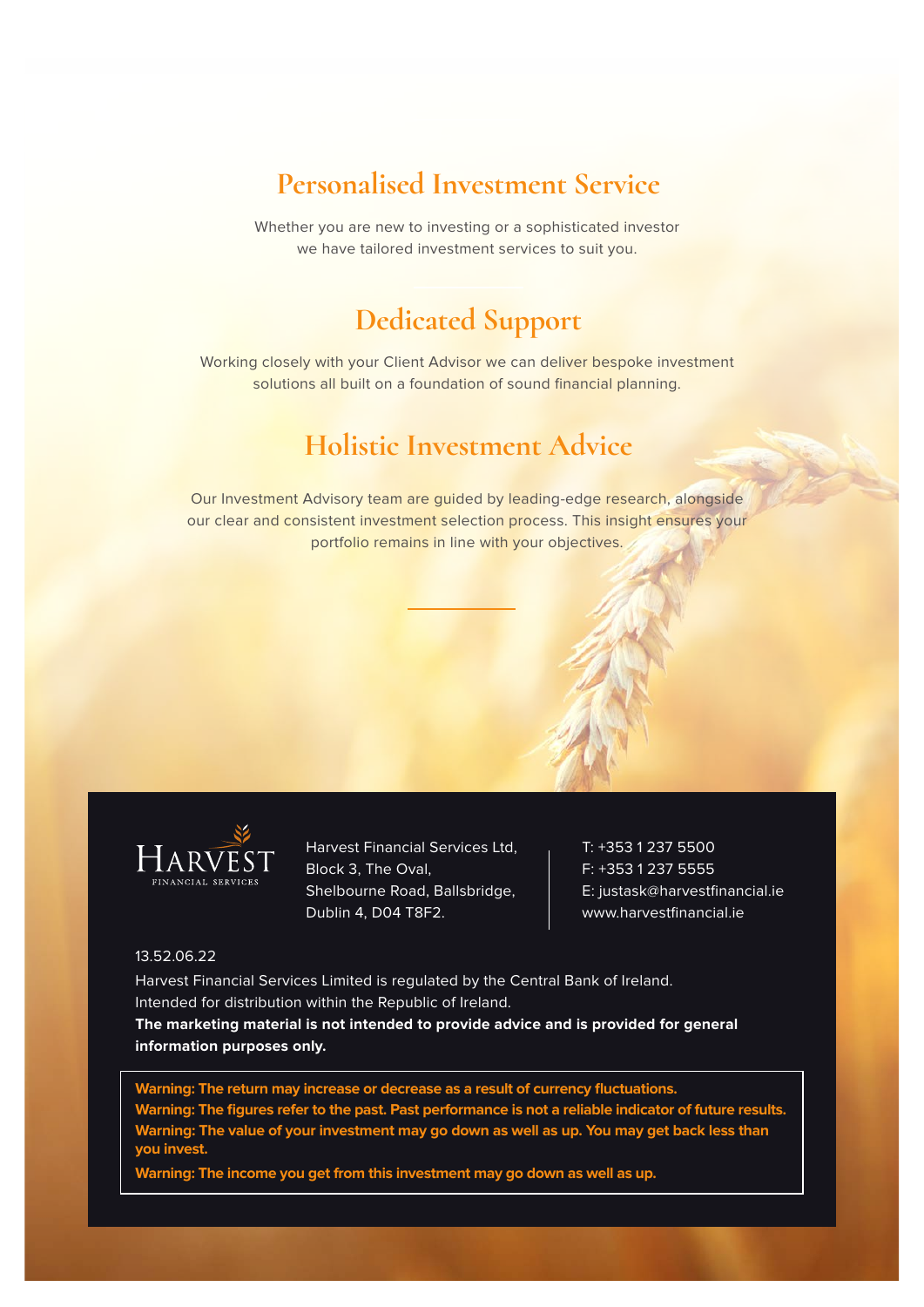## Personalised Investment Service

Whether you are new to investing or a sophisticated investor we have tailored investment services to suit you.

## Dedicated Support

Working closely with your Client Advisor we can deliver bespoke investment solutions all built on a foundation of sound financial planning.

## Holistic Investment Advice

Our Investment Advisory team are guided by leading-edge research, alongside our clear and consistent investment selection process. This insight ensures your portfolio remains in line with your objectives.

HARVEST FINANCIAL SERVICES

Harvest Financial Services Ltd,
Block 3, The Oval,
Shelbourne Road, Ballsbridge,
Dublin 4, D04 T8F2.

T: +353 1 237 5500
F: +353 1 237 5555
E: justask@harvestfinancial.ie
www.harvestfinancial.ie

13.52.06.22

Harvest Financial Services Limited is regulated by the Central Bank of Ireland.
Intended for distribution within the Republic of Ireland.
**The marketing material is not intended to provide advice and is provided for general information purposes only.**

**Warning: The return may increase or decrease as a result of currency fluctuations.**
**Warning: The figures refer to the past. Past performance is not a reliable indicator of future results.**
**Warning: The value of your investment may go down as well as up. You may get back less than you invest.**
**Warning: The income you get from this investment may go down as well as up.**